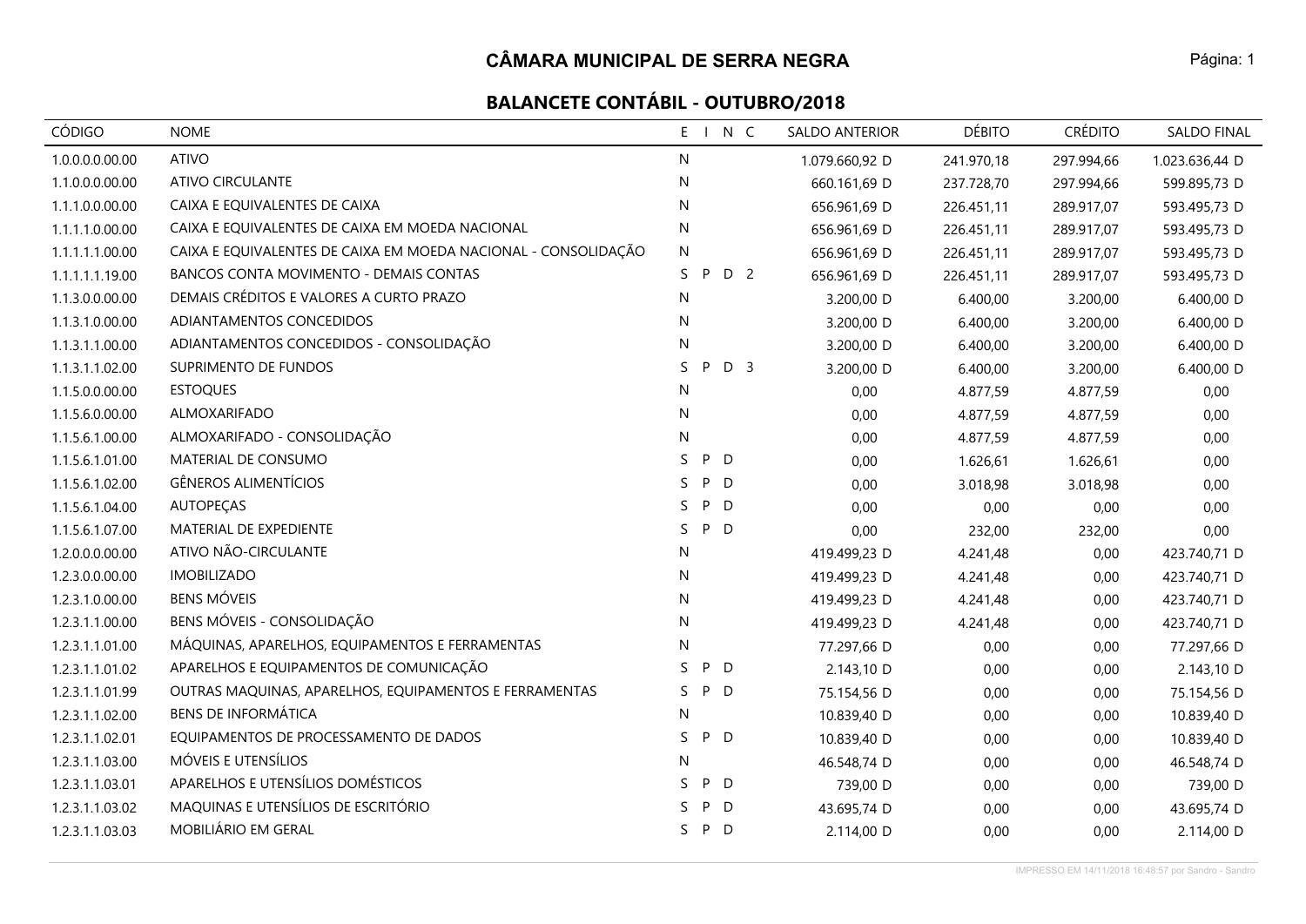# CÂMARA MUNICIPAL DE SERRA NEGRA

## BALANCETE CONTÁBIL - OUTUBRO/2018

| CÓDIGO | NOME | E | I | N | C | SALDO ANTERIOR | DÉBITO | CRÉDITO | SALDO FINAL |
|---|---|---|---|---|---|---|---|---|---|
| 1.0.0.0.0.00.00 | ATIVO | N | | | | 1.079.660,92 D | 241.970,18 | 297.994,66 | 1.023.636,44 D |
| 1.1.0.0.0.00.00 | ATIVO CIRCULANTE | N | | | | 660.161,69 D | 237.728,70 | 297.994,66 | 599.895,73 D |
| 1.1.1.0.0.00.00 | CAIXA E EQUIVALENTES DE CAIXA | N | | | | 656.961,69 D | 226.451,11 | 289.917,07 | 593.495,73 D |
| 1.1.1.1.0.00.00 | CAIXA E EQUIVALENTES DE CAIXA EM MOEDA NACIONAL | N | | | | 656.961,69 D | 226.451,11 | 289.917,07 | 593.495,73 D |
| 1.1.1.1.1.00.00 | CAIXA E EQUIVALENTES DE CAIXA EM MOEDA NACIONAL - CONSOLIDAÇÃO | N | | | | 656.961,69 D | 226.451,11 | 289.917,07 | 593.495,73 D |
| 1.1.1.1.1.19.00 | BANCOS CONTA MOVIMENTO - DEMAIS CONTAS | S | P | D | 2 | 656.961,69 D | 226.451,11 | 289.917,07 | 593.495,73 D |
| 1.1.3.0.0.00.00 | DEMAIS CRÉDITOS E VALORES A CURTO PRAZO | N | | | | 3.200,00 D | 6.400,00 | 3.200,00 | 6.400,00 D |
| 1.1.3.1.0.00.00 | ADIANTAMENTOS CONCEDIDOS | N | | | | 3.200,00 D | 6.400,00 | 3.200,00 | 6.400,00 D |
| 1.1.3.1.1.00.00 | ADIANTAMENTOS CONCEDIDOS - CONSOLIDAÇÃO | N | | | | 3.200,00 D | 6.400,00 | 3.200,00 | 6.400,00 D |
| 1.1.3.1.1.02.00 | SUPRIMENTO DE FUNDOS | S | P | D | 3 | 3.200,00 D | 6.400,00 | 3.200,00 | 6.400,00 D |
| 1.1.5.0.0.00.00 | ESTOQUES | N | | | | 0,00 | 4.877,59 | 4.877,59 | 0,00 |
| 1.1.5.6.0.00.00 | ALMOXARIFADO | N | | | | 0,00 | 4.877,59 | 4.877,59 | 0,00 |
| 1.1.5.6.1.00.00 | ALMOXARIFADO - CONSOLIDAÇÃO | N | | | | 0,00 | 4.877,59 | 4.877,59 | 0,00 |
| 1.1.5.6.1.01.00 | MATERIAL DE CONSUMO | S | P | D | | 0,00 | 1.626,61 | 1.626,61 | 0,00 |
| 1.1.5.6.1.02.00 | GÊNEROS ALIMENTÍCIOS | S | P | D | | 0,00 | 3.018,98 | 3.018,98 | 0,00 |
| 1.1.5.6.1.04.00 | AUTOPEÇAS | S | P | D | | 0,00 | 0,00 | 0,00 | 0,00 |
| 1.1.5.6.1.07.00 | MATERIAL DE EXPEDIENTE | S | P | D | | 0,00 | 232,00 | 232,00 | 0,00 |
| 1.2.0.0.0.00.00 | ATIVO NÃO-CIRCULANTE | N | | | | 419.499,23 D | 4.241,48 | 0,00 | 423.740,71 D |
| 1.2.3.0.0.00.00 | IMOBILIZADO | N | | | | 419.499,23 D | 4.241,48 | 0,00 | 423.740,71 D |
| 1.2.3.1.0.00.00 | BENS MÓVEIS | N | | | | 419.499,23 D | 4.241,48 | 0,00 | 423.740,71 D |
| 1.2.3.1.1.00.00 | BENS MÓVEIS - CONSOLIDAÇÃO | N | | | | 419.499,23 D | 4.241,48 | 0,00 | 423.740,71 D |
| 1.2.3.1.1.01.00 | MÁQUINAS, APARELHOS, EQUIPAMENTOS E FERRAMENTAS | N | | | | 77.297,66 D | 0,00 | 0,00 | 77.297,66 D |
| 1.2.3.1.1.01.02 | APARELHOS E EQUIPAMENTOS DE COMUNICAÇÃO | S | P | D | | 2.143,10 D | 0,00 | 0,00 | 2.143,10 D |
| 1.2.3.1.1.01.99 | OUTRAS MAQUINAS, APARELHOS, EQUIPAMENTOS E FERRAMENTAS | S | P | D | | 75.154,56 D | 0,00 | 0,00 | 75.154,56 D |
| 1.2.3.1.1.02.00 | BENS DE INFORMÁTICA | N | | | | 10.839,40 D | 0,00 | 0,00 | 10.839,40 D |
| 1.2.3.1.1.02.01 | EQUIPAMENTOS DE PROCESSAMENTO DE DADOS | S | P | D | | 10.839,40 D | 0,00 | 0,00 | 10.839,40 D |
| 1.2.3.1.1.03.00 | MÓVEIS E UTENSÍLIOS | N | | | | 46.548,74 D | 0,00 | 0,00 | 46.548,74 D |
| 1.2.3.1.1.03.01 | APARELHOS E UTENSÍLIOS DOMÉSTICOS | S | P | D | | 739,00 D | 0,00 | 0,00 | 739,00 D |
| 1.2.3.1.1.03.02 | MAQUINAS E UTENSÍLIOS DE ESCRITÓRIO | S | P | D | | 43.695,74 D | 0,00 | 0,00 | 43.695,74 D |
| 1.2.3.1.1.03.03 | MOBILIÁRIO EM GERAL | S | P | D | | 2.114,00 D | 0,00 | 0,00 | 2.114,00 D |

IMPRESSO EM 14/11/2018 16:48:57 por Sandro - Sandro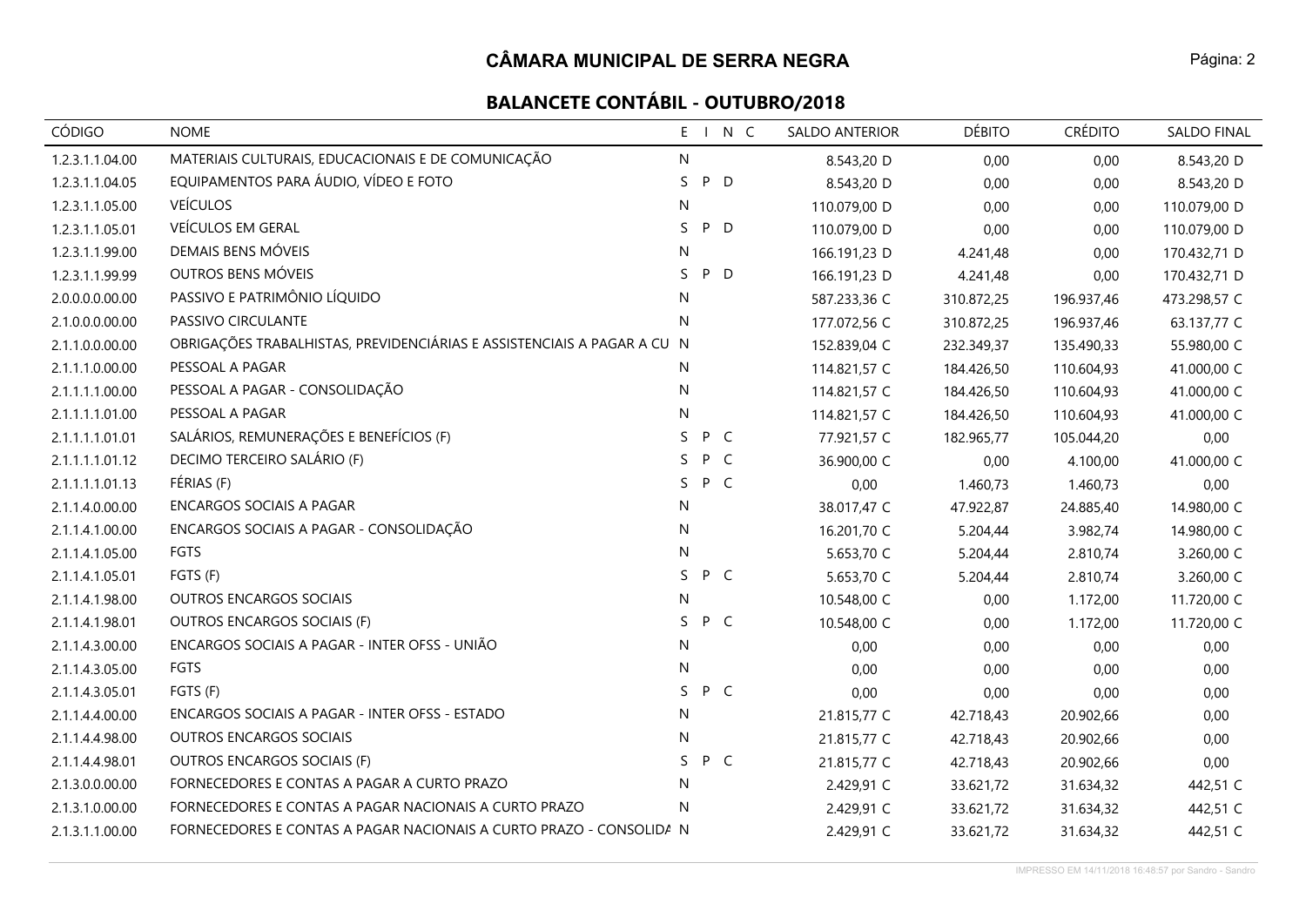# CÂMARA MUNICIPAL DE SERRA NEGRA

## BALANCETE CONTÁBIL - OUTUBRO/2018

| CÓDIGO | NOME | E | I | N | C | SALDO ANTERIOR | DÉBITO | CRÉDITO | SALDO FINAL |
|---|---|---|---|---|---|---|---|---|---|
| 1.2.3.1.1.04.00 | MATERIAIS CULTURAIS, EDUCACIONAIS E DE COMUNICAÇÃO | N | | | | 8.543,20 D | 0,00 | 0,00 | 8.543,20 D |
| 1.2.3.1.1.04.05 | EQUIPAMENTOS PARA ÁUDIO, VÍDEO E FOTO | S | P | D | | 8.543,20 D | 0,00 | 0,00 | 8.543,20 D |
| 1.2.3.1.1.05.00 | VEÍCULOS | N | | | | 110.079,00 D | 0,00 | 0,00 | 110.079,00 D |
| 1.2.3.1.1.05.01 | VEÍCULOS EM GERAL | S | P | D | | 110.079,00 D | 0,00 | 0,00 | 110.079,00 D |
| 1.2.3.1.1.99.00 | DEMAIS BENS MÓVEIS | N | | | | 166.191,23 D | 4.241,48 | 0,00 | 170.432,71 D |
| 1.2.3.1.1.99.99 | OUTROS BENS MÓVEIS | S | P | D | | 166.191,23 D | 4.241,48 | 0,00 | 170.432,71 D |
| 2.0.0.0.0.00.00 | PASSIVO E PATRIMÔNIO LÍQUIDO | N | | | | 587.233,36 C | 310.872,25 | 196.937,46 | 473.298,57 C |
| 2.1.0.0.0.00.00 | PASSIVO CIRCULANTE | N | | | | 177.072,56 C | 310.872,25 | 196.937,46 | 63.137,77 C |
| 2.1.1.0.0.00.00 | OBRIGAÇÕES TRABALHISTAS, PREVIDENCIÁRIAS E ASSISTENCIAIS A PAGAR A CU | N | | | | 152.839,04 C | 232.349,37 | 135.490,33 | 55.980,00 C |
| 2.1.1.1.0.00.00 | PESSOAL A PAGAR | N | | | | 114.821,57 C | 184.426,50 | 110.604,93 | 41.000,00 C |
| 2.1.1.1.1.00.00 | PESSOAL A PAGAR - CONSOLIDAÇÃO | N | | | | 114.821,57 C | 184.426,50 | 110.604,93 | 41.000,00 C |
| 2.1.1.1.1.01.00 | PESSOAL A PAGAR | N | | | | 114.821,57 C | 184.426,50 | 110.604,93 | 41.000,00 C |
| 2.1.1.1.1.01.01 | SALÁRIOS, REMUNERAÇÕES E BENEFÍCIOS (F) | S | P | C | | 77.921,57 C | 182.965,77 | 105.044,20 | 0,00 |
| 2.1.1.1.1.01.12 | DECIMO TERCEIRO SALÁRIO (F) | S | P | C | | 36.900,00 C | 0,00 | 4.100,00 | 41.000,00 C |
| 2.1.1.1.1.01.13 | FÉRIAS (F) | S | P | C | | 0,00 | 1.460,73 | 1.460,73 | 0,00 |
| 2.1.1.4.0.00.00 | ENCARGOS SOCIAIS A PAGAR | N | | | | 38.017,47 C | 47.922,87 | 24.885,40 | 14.980,00 C |
| 2.1.1.4.1.00.00 | ENCARGOS SOCIAIS A PAGAR - CONSOLIDAÇÃO | N | | | | 16.201,70 C | 5.204,44 | 3.982,74 | 14.980,00 C |
| 2.1.1.4.1.05.00 | FGTS | N | | | | 5.653,70 C | 5.204,44 | 2.810,74 | 3.260,00 C |
| 2.1.1.4.1.05.01 | FGTS (F) | S | P | C | | 5.653,70 C | 5.204,44 | 2.810,74 | 3.260,00 C |
| 2.1.1.4.1.98.00 | OUTROS ENCARGOS SOCIAIS | N | | | | 10.548,00 C | 0,00 | 1.172,00 | 11.720,00 C |
| 2.1.1.4.1.98.01 | OUTROS ENCARGOS SOCIAIS (F) | S | P | C | | 10.548,00 C | 0,00 | 1.172,00 | 11.720,00 C |
| 2.1.1.4.3.00.00 | ENCARGOS SOCIAIS A PAGAR - INTER OFSS - UNIÃO | N | | | | 0,00 | 0,00 | 0,00 | 0,00 |
| 2.1.1.4.3.05.00 | FGTS | N | | | | 0,00 | 0,00 | 0,00 | 0,00 |
| 2.1.1.4.3.05.01 | FGTS (F) | S | P | C | | 0,00 | 0,00 | 0,00 | 0,00 |
| 2.1.1.4.4.00.00 | ENCARGOS SOCIAIS A PAGAR - INTER OFSS - ESTADO | N | | | | 21.815,77 C | 42.718,43 | 20.902,66 | 0,00 |
| 2.1.1.4.4.98.00 | OUTROS ENCARGOS SOCIAIS | N | | | | 21.815,77 C | 42.718,43 | 20.902,66 | 0,00 |
| 2.1.1.4.4.98.01 | OUTROS ENCARGOS SOCIAIS (F) | S | P | C | | 21.815,77 C | 42.718,43 | 20.902,66 | 0,00 |
| 2.1.3.0.0.00.00 | FORNECEDORES E CONTAS A PAGAR A CURTO PRAZO | N | | | | 2.429,91 C | 33.621,72 | 31.634,32 | 442,51 C |
| 2.1.3.1.0.00.00 | FORNECEDORES E CONTAS A PAGAR NACIONAIS A CURTO PRAZO | N | | | | 2.429,91 C | 33.621,72 | 31.634,32 | 442,51 C |
| 2.1.3.1.1.00.00 | FORNECEDORES E CONTAS A PAGAR NACIONAIS A CURTO PRAZO - CONSOLIDA | N | | | | 2.429,91 C | 33.621,72 | 31.634,32 | 442,51 C |

IMPRESSO EM 14/11/2018 16:48:57 por Sandro - Sandro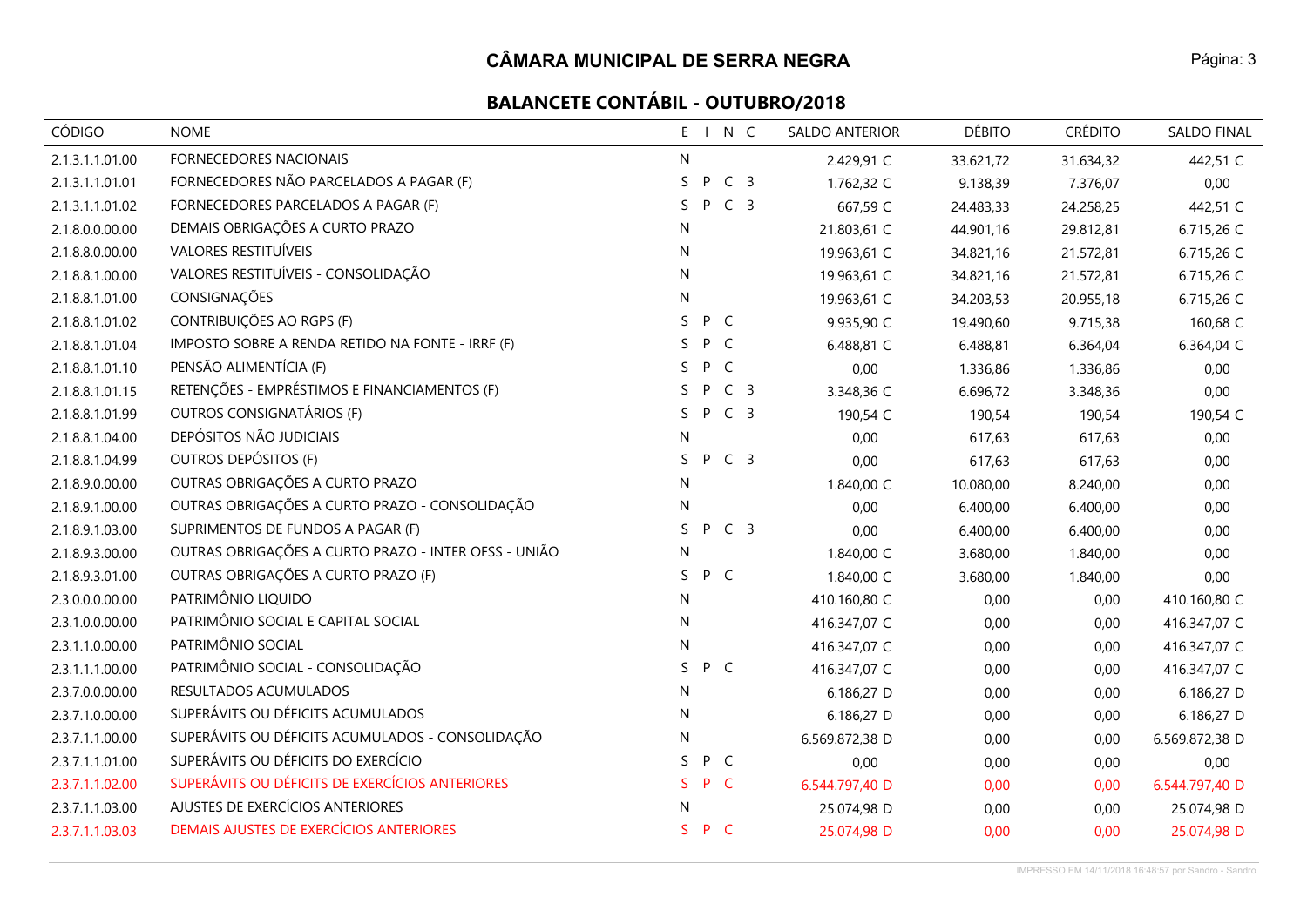# CÂMARA MUNICIPAL DE SERRA NEGRA

## BALANCETE CONTÁBIL - OUTUBRO/2018

| CÓDIGO | NOME | E | I | N | C | SALDO ANTERIOR | DÉBITO | CRÉDITO | SALDO FINAL |
|---|---|---|---|---|---|---|---|---|---|
| 2.1.3.1.1.01.00 | FORNECEDORES NACIONAIS | N | | | | 2.429,91 C | 33.621,72 | 31.634,32 | 442,51 C |
| 2.1.3.1.1.01.01 | FORNECEDORES NÃO PARCELADOS A PAGAR (F) | S | P | C | 3 | 1.762,32 C | 9.138,39 | 7.376,07 | 0,00 |
| 2.1.3.1.1.01.02 | FORNECEDORES PARCELADOS A PAGAR (F) | S | P | C | 3 | 667,59 C | 24.483,33 | 24.258,25 | 442,51 C |
| 2.1.8.0.0.00.00 | DEMAIS OBRIGAÇÕES A CURTO PRAZO | N | | | | 21.803,61 C | 44.901,16 | 29.812,81 | 6.715,26 C |
| 2.1.8.8.0.00.00 | VALORES RESTITUÍVEIS | N | | | | 19.963,61 C | 34.821,16 | 21.572,81 | 6.715,26 C |
| 2.1.8.8.1.00.00 | VALORES RESTITUÍVEIS - CONSOLIDAÇÃO | N | | | | 19.963,61 C | 34.821,16 | 21.572,81 | 6.715,26 C |
| 2.1.8.8.1.01.00 | CONSIGNAÇÕES | N | | | | 19.963,61 C | 34.203,53 | 20.955,18 | 6.715,26 C |
| 2.1.8.8.1.01.02 | CONTRIBUIÇÕES AO RGPS (F) | S | P | C | | 9.935,90 C | 19.490,60 | 9.715,38 | 160,68 C |
| 2.1.8.8.1.01.04 | IMPOSTO SOBRE A RENDA RETIDO NA FONTE - IRRF (F) | S | P | C | | 6.488,81 C | 6.488,81 | 6.364,04 | 6.364,04 C |
| 2.1.8.8.1.01.10 | PENSÃO ALIMENTÍCIA (F) | S | P | C | | 0,00 | 1.336,86 | 1.336,86 | 0,00 |
| 2.1.8.8.1.01.15 | RETENÇÕES - EMPRÉSTIMOS E FINANCIAMENTOS (F) | S | P | C | 3 | 3.348,36 C | 6.696,72 | 3.348,36 | 0,00 |
| 2.1.8.8.1.01.99 | OUTROS CONSIGNATÁRIOS (F) | S | P | C | 3 | 190,54 C | 190,54 | 190,54 | 190,54 C |
| 2.1.8.8.1.04.00 | DEPÓSITOS NÃO JUDICIAIS | N | | | | 0,00 | 617,63 | 617,63 | 0,00 |
| 2.1.8.8.1.04.99 | OUTROS DEPÓSITOS (F) | S | P | C | 3 | 0,00 | 617,63 | 617,63 | 0,00 |
| 2.1.8.9.0.00.00 | OUTRAS OBRIGAÇÕES A CURTO PRAZO | N | | | | 1.840,00 C | 10.080,00 | 8.240,00 | 0,00 |
| 2.1.8.9.1.00.00 | OUTRAS OBRIGAÇÕES A CURTO PRAZO - CONSOLIDAÇÃO | N | | | | 0,00 | 6.400,00 | 6.400,00 | 0,00 |
| 2.1.8.9.1.03.00 | SUPRIMENTOS DE FUNDOS A PAGAR (F) | S | P | C | 3 | 0,00 | 6.400,00 | 6.400,00 | 0,00 |
| 2.1.8.9.3.00.00 | OUTRAS OBRIGAÇÕES A CURTO PRAZO - INTER OFSS - UNIÃO | N | | | | 1.840,00 C | 3.680,00 | 1.840,00 | 0,00 |
| 2.1.8.9.3.01.00 | OUTRAS OBRIGAÇÕES A CURTO PRAZO (F) | S | P | C | | 1.840,00 C | 3.680,00 | 1.840,00 | 0,00 |
| 2.3.0.0.0.00.00 | PATRIMÔNIO LIQUIDO | N | | | | 410.160,80 C | 0,00 | 0,00 | 410.160,80 C |
| 2.3.1.0.0.00.00 | PATRIMÔNIO SOCIAL E CAPITAL SOCIAL | N | | | | 416.347,07 C | 0,00 | 0,00 | 416.347,07 C |
| 2.3.1.1.0.00.00 | PATRIMÔNIO SOCIAL | N | | | | 416.347,07 C | 0,00 | 0,00 | 416.347,07 C |
| 2.3.1.1.1.00.00 | PATRIMÔNIO SOCIAL - CONSOLIDAÇÃO | S | P | C | | 416.347,07 C | 0,00 | 0,00 | 416.347,07 C |
| 2.3.7.0.0.00.00 | RESULTADOS ACUMULADOS | N | | | | 6.186,27 D | 0,00 | 0,00 | 6.186,27 D |
| 2.3.7.1.0.00.00 | SUPERÁVITS OU DÉFICITS ACUMULADOS | N | | | | 6.186,27 D | 0,00 | 0,00 | 6.186,27 D |
| 2.3.7.1.1.00.00 | SUPERÁVITS OU DÉFICITS ACUMULADOS - CONSOLIDAÇÃO | N | | | | 6.569.872,38 D | 0,00 | 0,00 | 6.569.872,38 D |
| 2.3.7.1.1.01.00 | SUPERÁVITS OU DÉFICITS DO EXERCÍCIO | S | P | C | | 0,00 | 0,00 | 0,00 | 0,00 |
| 2.3.7.1.1.02.00 | SUPERÁVITS OU DÉFICITS DE EXERCÍCIOS ANTERIORES | S | P | C | | 6.544.797,40 D | 0,00 | 0,00 | 6.544.797,40 D |
| 2.3.7.1.1.03.00 | AJUSTES DE EXERCÍCIOS ANTERIORES | N | | | | 25.074,98 D | 0,00 | 0,00 | 25.074,98 D |
| 2.3.7.1.1.03.03 | DEMAIS AJUSTES DE EXERCÍCIOS ANTERIORES | S | P | C | | 25.074,98 D | 0,00 | 0,00 | 25.074,98 D |

IMPRESSO EM 14/11/2018 16:48:57 por Sandro - Sandro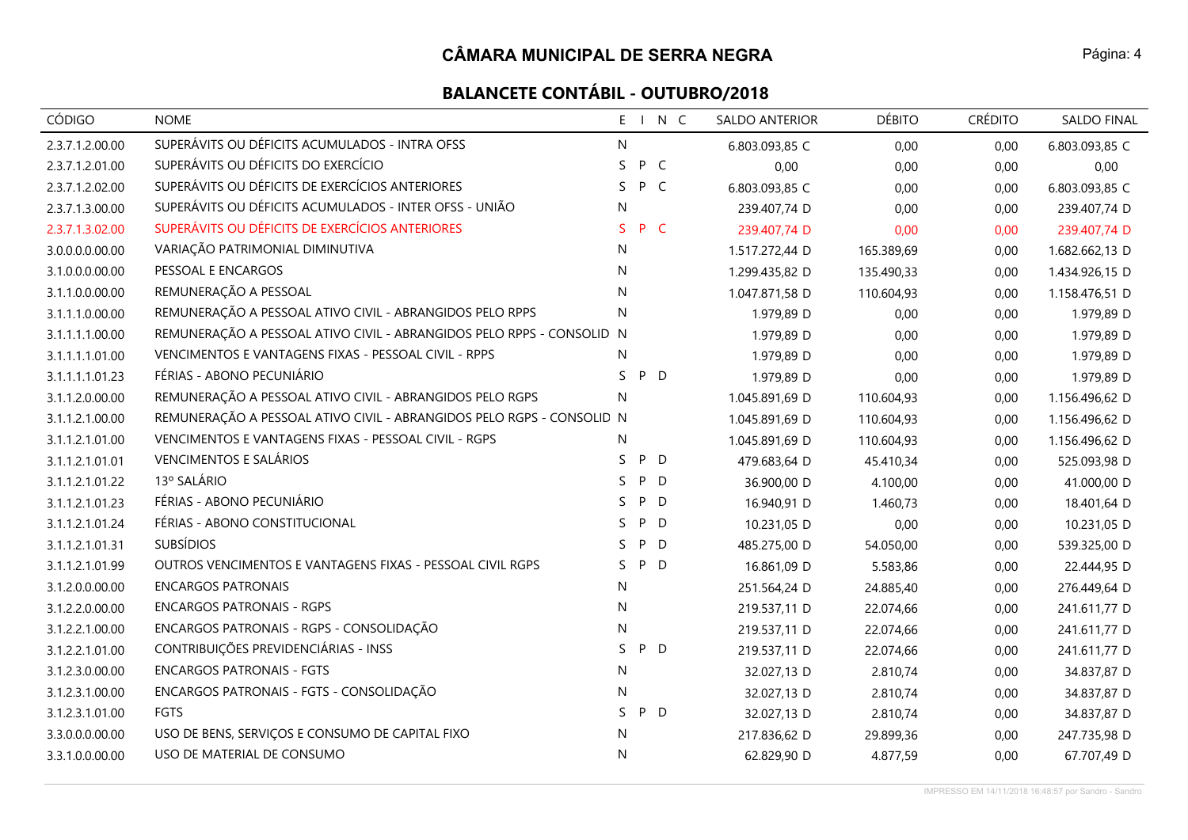# CÂMARA MUNICIPAL DE SERRA NEGRA

## BALANCETE CONTÁBIL - OUTUBRO/2018

| CÓDIGO | NOME | E | I | N | C | SALDO ANTERIOR | DÉBITO | CRÉDITO | SALDO FINAL |
|---|---|---|---|---|---|---|---|---|---|
| 2.3.7.1.2.00.00 | SUPERÁVITS OU DÉFICITS ACUMULADOS - INTRA OFSS | N | | | | 6.803.093,85 C | 0,00 | 0,00 | 6.803.093,85 C |
| 2.3.7.1.2.01.00 | SUPERÁVITS OU DÉFICITS DO EXERCÍCIO | S | P | C | | 0,00 | 0,00 | 0,00 | 0,00 |
| 2.3.7.1.2.02.00 | SUPERÁVITS OU DÉFICITS DE EXERCÍCIOS ANTERIORES | S | P | C | | 6.803.093,85 C | 0,00 | 0,00 | 6.803.093,85 C |
| 2.3.7.1.3.00.00 | SUPERÁVITS OU DÉFICITS ACUMULADOS - INTER OFSS - UNIÃO | N | | | | 239.407,74 D | 0,00 | 0,00 | 239.407,74 D |
| 2.3.7.1.3.02.00 | SUPERÁVITS OU DÉFICITS DE EXERCÍCIOS ANTERIORES | S | P | C | | 239.407,74 D | 0,00 | 0,00 | 239.407,74 D |
| 3.0.0.0.0.00.00 | VARIAÇÃO PATRIMONIAL DIMINUTIVA | N | | | | 1.517.272,44 D | 165.389,69 | 0,00 | 1.682.662,13 D |
| 3.1.0.0.0.00.00 | PESSOAL E ENCARGOS | N | | | | 1.299.435,82 D | 135.490,33 | 0,00 | 1.434.926,15 D |
| 3.1.1.0.0.00.00 | REMUNERAÇÃO A PESSOAL | N | | | | 1.047.871,58 D | 110.604,93 | 0,00 | 1.158.476,51 D |
| 3.1.1.1.0.00.00 | REMUNERAÇÃO A PESSOAL ATIVO CIVIL - ABRANGIDOS PELO RPPS | N | | | | 1.979,89 D | 0,00 | 0,00 | 1.979,89 D |
| 3.1.1.1.1.00.00 | REMUNERAÇÃO A PESSOAL ATIVO CIVIL - ABRANGIDOS PELO RPPS - CONSOLID | N | | | | 1.979,89 D | 0,00 | 0,00 | 1.979,89 D |
| 3.1.1.1.1.01.00 | VENCIMENTOS E VANTAGENS FIXAS - PESSOAL CIVIL - RPPS | N | | | | 1.979,89 D | 0,00 | 0,00 | 1.979,89 D |
| 3.1.1.1.1.01.23 | FÉRIAS - ABONO PECUNIÁRIO | S | P | D | | 1.979,89 D | 0,00 | 0,00 | 1.979,89 D |
| 3.1.1.2.0.00.00 | REMUNERAÇÃO A PESSOAL ATIVO CIVIL - ABRANGIDOS PELO RGPS | N | | | | 1.045.891,69 D | 110.604,93 | 0,00 | 1.156.496,62 D |
| 3.1.1.2.1.00.00 | REMUNERAÇÃO A PESSOAL ATIVO CIVIL - ABRANGIDOS PELO RGPS - CONSOLID | N | | | | 1.045.891,69 D | 110.604,93 | 0,00 | 1.156.496,62 D |
| 3.1.1.2.1.01.00 | VENCIMENTOS E VANTAGENS FIXAS - PESSOAL CIVIL - RGPS | N | | | | 1.045.891,69 D | 110.604,93 | 0,00 | 1.156.496,62 D |
| 3.1.1.2.1.01.01 | VENCIMENTOS E SALÁRIOS | S | P | D | | 479.683,64 D | 45.410,34 | 0,00 | 525.093,98 D |
| 3.1.1.2.1.01.22 | 13º SALÁRIO | S | P | D | | 36.900,00 D | 4.100,00 | 0,00 | 41.000,00 D |
| 3.1.1.2.1.01.23 | FÉRIAS - ABONO PECUNIÁRIO | S | P | D | | 16.940,91 D | 1.460,73 | 0,00 | 18.401,64 D |
| 3.1.1.2.1.01.24 | FÉRIAS - ABONO CONSTITUCIONAL | S | P | D | | 10.231,05 D | 0,00 | 0,00 | 10.231,05 D |
| 3.1.1.2.1.01.31 | SUBSÍDIOS | S | P | D | | 485.275,00 D | 54.050,00 | 0,00 | 539.325,00 D |
| 3.1.1.2.1.01.99 | OUTROS VENCIMENTOS E VANTAGENS FIXAS - PESSOAL CIVIL RGPS | S | P | D | | 16.861,09 D | 5.583,86 | 0,00 | 22.444,95 D |
| 3.1.2.0.0.00.00 | ENCARGOS PATRONAIS | N | | | | 251.564,24 D | 24.885,40 | 0,00 | 276.449,64 D |
| 3.1.2.2.0.00.00 | ENCARGOS PATRONAIS - RGPS | N | | | | 219.537,11 D | 22.074,66 | 0,00 | 241.611,77 D |
| 3.1.2.2.1.00.00 | ENCARGOS PATRONAIS - RGPS - CONSOLIDAÇÃO | N | | | | 219.537,11 D | 22.074,66 | 0,00 | 241.611,77 D |
| 3.1.2.2.1.01.00 | CONTRIBUIÇÕES PREVIDENCIÁRIAS - INSS | S | P | D | | 219.537,11 D | 22.074,66 | 0,00 | 241.611,77 D |
| 3.1.2.3.0.00.00 | ENCARGOS PATRONAIS - FGTS | N | | | | 32.027,13 D | 2.810,74 | 0,00 | 34.837,87 D |
| 3.1.2.3.1.00.00 | ENCARGOS PATRONAIS - FGTS - CONSOLIDAÇÃO | N | | | | 32.027,13 D | 2.810,74 | 0,00 | 34.837,87 D |
| 3.1.2.3.1.01.00 | FGTS | S | P | D | | 32.027,13 D | 2.810,74 | 0,00 | 34.837,87 D |
| 3.3.0.0.0.00.00 | USO DE BENS, SERVIÇOS E CONSUMO DE CAPITAL FIXO | N | | | | 217.836,62 D | 29.899,36 | 0,00 | 247.735,98 D |
| 3.3.1.0.0.00.00 | USO DE MATERIAL DE CONSUMO | N | | | | 62.829,90 D | 4.877,59 | 0,00 | 67.707,49 D |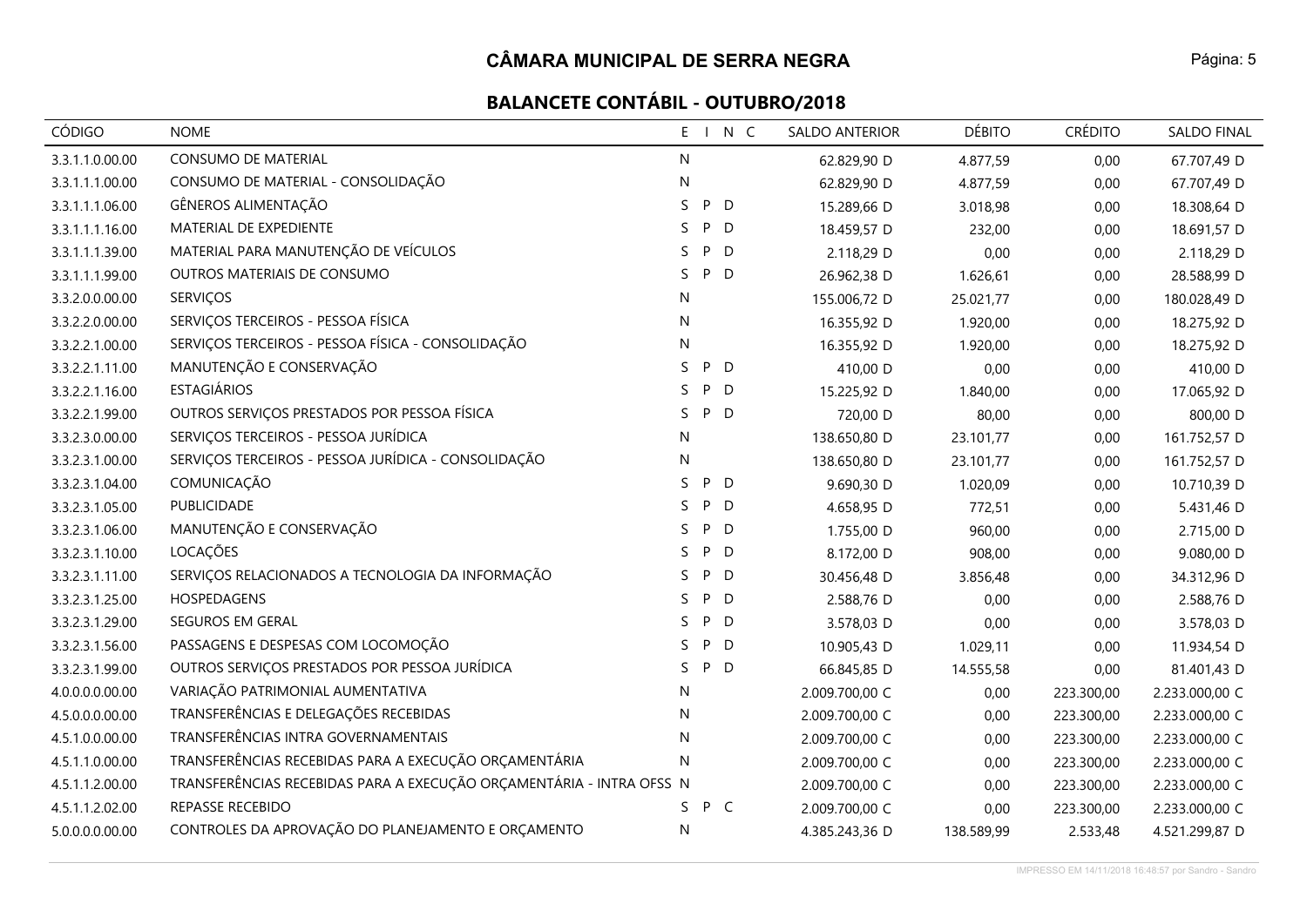# CÂMARA MUNICIPAL DE SERRA NEGRA

## BALANCETE CONTÁBIL - OUTUBRO/2018

| CÓDIGO | NOME | E | I | N | C | SALDO ANTERIOR | DÉBITO | CRÉDITO | SALDO FINAL |
|---|---|---|---|---|---|---|---|---|---|
| 3.3.1.1.0.00.00 | CONSUMO DE MATERIAL | N | | | | 62.829,90 D | 4.877,59 | 0,00 | 67.707,49 D |
| 3.3.1.1.1.00.00 | CONSUMO DE MATERIAL - CONSOLIDAÇÃO | N | | | | 62.829,90 D | 4.877,59 | 0,00 | 67.707,49 D |
| 3.3.1.1.1.06.00 | GÊNEROS ALIMENTAÇÃO | S | P | D | | 15.289,66 D | 3.018,98 | 0,00 | 18.308,64 D |
| 3.3.1.1.1.16.00 | MATERIAL DE EXPEDIENTE | S | P | D | | 18.459,57 D | 232,00 | 0,00 | 18.691,57 D |
| 3.3.1.1.1.39.00 | MATERIAL PARA MANUTENÇÃO DE VEÍCULOS | S | P | D | | 2.118,29 D | 0,00 | 0,00 | 2.118,29 D |
| 3.3.1.1.1.99.00 | OUTROS MATERIAIS DE CONSUMO | S | P | D | | 26.962,38 D | 1.626,61 | 0,00 | 28.588,99 D |
| 3.3.2.0.0.00.00 | SERVIÇOS | N | | | | 155.006,72 D | 25.021,77 | 0,00 | 180.028,49 D |
| 3.3.2.2.0.00.00 | SERVIÇOS TERCEIROS - PESSOA FÍSICA | N | | | | 16.355,92 D | 1.920,00 | 0,00 | 18.275,92 D |
| 3.3.2.2.1.00.00 | SERVIÇOS TERCEIROS - PESSOA FÍSICA - CONSOLIDAÇÃO | N | | | | 16.355,92 D | 1.920,00 | 0,00 | 18.275,92 D |
| 3.3.2.2.1.11.00 | MANUTENÇÃO E CONSERVAÇÃO | S | P | D | | 410,00 D | 0,00 | 0,00 | 410,00 D |
| 3.3.2.2.1.16.00 | ESTAGIÁRIOS | S | P | D | | 15.225,92 D | 1.840,00 | 0,00 | 17.065,92 D |
| 3.3.2.2.1.99.00 | OUTROS SERVIÇOS PRESTADOS POR PESSOA FÍSICA | S | P | D | | 720,00 D | 80,00 | 0,00 | 800,00 D |
| 3.3.2.3.0.00.00 | SERVIÇOS TERCEIROS - PESSOA JURÍDICA | N | | | | 138.650,80 D | 23.101,77 | 0,00 | 161.752,57 D |
| 3.3.2.3.1.00.00 | SERVIÇOS TERCEIROS - PESSOA JURÍDICA - CONSOLIDAÇÃO | N | | | | 138.650,80 D | 23.101,77 | 0,00 | 161.752,57 D |
| 3.3.2.3.1.04.00 | COMUNICAÇÃO | S | P | D | | 9.690,30 D | 1.020,09 | 0,00 | 10.710,39 D |
| 3.3.2.3.1.05.00 | PUBLICIDADE | S | P | D | | 4.658,95 D | 772,51 | 0,00 | 5.431,46 D |
| 3.3.2.3.1.06.00 | MANUTENÇÃO E CONSERVAÇÃO | S | P | D | | 1.755,00 D | 960,00 | 0,00 | 2.715,00 D |
| 3.3.2.3.1.10.00 | LOCAÇÕES | S | P | D | | 8.172,00 D | 908,00 | 0,00 | 9.080,00 D |
| 3.3.2.3.1.11.00 | SERVIÇOS RELACIONADOS A TECNOLOGIA DA INFORMAÇÃO | S | P | D | | 30.456,48 D | 3.856,48 | 0,00 | 34.312,96 D |
| 3.3.2.3.1.25.00 | HOSPEDAGENS | S | P | D | | 2.588,76 D | 0,00 | 0,00 | 2.588,76 D |
| 3.3.2.3.1.29.00 | SEGUROS EM GERAL | S | P | D | | 3.578,03 D | 0,00 | 0,00 | 3.578,03 D |
| 3.3.2.3.1.56.00 | PASSAGENS E DESPESAS COM LOCOMOÇÃO | S | P | D | | 10.905,43 D | 1.029,11 | 0,00 | 11.934,54 D |
| 3.3.2.3.1.99.00 | OUTROS SERVIÇOS PRESTADOS POR PESSOA JURÍDICA | S | P | D | | 66.845,85 D | 14.555,58 | 0,00 | 81.401,43 D |
| 4.0.0.0.0.00.00 | VARIAÇÃO PATRIMONIAL AUMENTATIVA | N | | | | 2.009.700,00 C | 0,00 | 223.300,00 | 2.233.000,00 C |
| 4.5.0.0.0.00.00 | TRANSFERÊNCIAS E DELEGAÇÕES RECEBIDAS | N | | | | 2.009.700,00 C | 0,00 | 223.300,00 | 2.233.000,00 C |
| 4.5.1.0.0.00.00 | TRANSFERÊNCIAS INTRA GOVERNAMENTAIS | N | | | | 2.009.700,00 C | 0,00 | 223.300,00 | 2.233.000,00 C |
| 4.5.1.1.0.00.00 | TRANSFERÊNCIAS RECEBIDAS PARA A EXECUÇÃO ORÇAMENTÁRIA | N | | | | 2.009.700,00 C | 0,00 | 223.300,00 | 2.233.000,00 C |
| 4.5.1.1.2.00.00 | TRANSFERÊNCIAS RECEBIDAS PARA A EXECUÇÃO ORÇAMENTÁRIA - INTRA OFSS | N | | | | 2.009.700,00 C | 0,00 | 223.300,00 | 2.233.000,00 C |
| 4.5.1.1.2.02.00 | REPASSE RECEBIDO | S | P | C | | 2.009.700,00 C | 0,00 | 223.300,00 | 2.233.000,00 C |
| 5.0.0.0.0.00.00 | CONTROLES DA APROVAÇÃO DO PLANEJAMENTO E ORÇAMENTO | N | | | | 4.385.243,36 D | 138.589,99 | 2.533,48 | 4.521.299,87 D |

IMPRESSO EM 14/11/2018 16:48:57 por Sandro - Sandro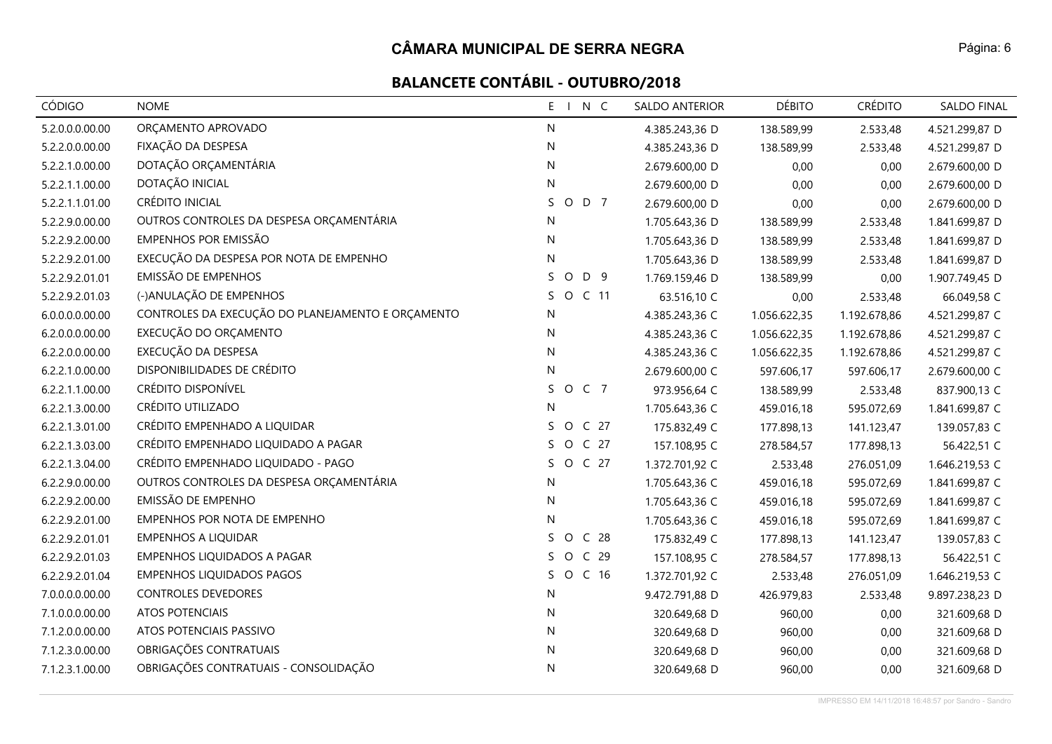# CÂMARA MUNICIPAL DE SERRA NEGRA

## BALANCETE CONTÁBIL - OUTUBRO/2018

| CÓDIGO | NOME | E I N C | SALDO ANTERIOR | DÉBITO | CRÉDITO | SALDO FINAL |
|---|---|---|---|---|---|---|
| 5.2.0.0.0.00.00 | ORÇAMENTO APROVADO | N | 4.385.243,36 D | 138.589,99 | 2.533,48 | 4.521.299,87 D |
| 5.2.2.0.0.00.00 | FIXAÇÃO DA DESPESA | N | 4.385.243,36 D | 138.589,99 | 2.533,48 | 4.521.299,87 D |
| 5.2.2.1.0.00.00 | DOTAÇÃO ORÇAMENTÁRIA | N | 2.679.600,00 D | 0,00 | 0,00 | 2.679.600,00 D |
| 5.2.2.1.1.00.00 | DOTAÇÃO INICIAL | N | 2.679.600,00 D | 0,00 | 0,00 | 2.679.600,00 D |
| 5.2.2.1.1.01.00 | CRÉDITO INICIAL | S O D 7 | 2.679.600,00 D | 0,00 | 0,00 | 2.679.600,00 D |
| 5.2.2.9.0.00.00 | OUTROS CONTROLES DA DESPESA ORÇAMENTÁRIA | N | 1.705.643,36 D | 138.589,99 | 2.533,48 | 1.841.699,87 D |
| 5.2.2.9.2.00.00 | EMPENHOS POR EMISSÃO | N | 1.705.643,36 D | 138.589,99 | 2.533,48 | 1.841.699,87 D |
| 5.2.2.9.2.01.00 | EXECUÇÃO DA DESPESA POR NOTA DE EMPENHO | N | 1.705.643,36 D | 138.589,99 | 2.533,48 | 1.841.699,87 D |
| 5.2.2.9.2.01.01 | EMISSÃO DE EMPENHOS | S O D 9 | 1.769.159,46 D | 138.589,99 | 0,00 | 1.907.749,45 D |
| 5.2.2.9.2.01.03 | (-)ANULAÇÃO DE EMPENHOS | S O C 11 | 63.516,10 C | 0,00 | 2.533,48 | 66.049,58 C |
| 6.0.0.0.0.00.00 | CONTROLES DA EXECUÇÃO DO PLANEJAMENTO E ORÇAMENTO | N | 4.385.243,36 C | 1.056.622,35 | 1.192.678,86 | 4.521.299,87 C |
| 6.2.0.0.0.00.00 | EXECUÇÃO DO ORÇAMENTO | N | 4.385.243,36 C | 1.056.622,35 | 1.192.678,86 | 4.521.299,87 C |
| 6.2.2.0.0.00.00 | EXECUÇÃO DA DESPESA | N | 4.385.243,36 C | 1.056.622,35 | 1.192.678,86 | 4.521.299,87 C |
| 6.2.2.1.0.00.00 | DISPONIBILIDADES DE CRÉDITO | N | 2.679.600,00 C | 597.606,17 | 597.606,17 | 2.679.600,00 C |
| 6.2.2.1.1.00.00 | CRÉDITO DISPONÍVEL | S O C 7 | 973.956,64 C | 138.589,99 | 2.533,48 | 837.900,13 C |
| 6.2.2.1.3.00.00 | CRÉDITO UTILIZADO | N | 1.705.643,36 C | 459.016,18 | 595.072,69 | 1.841.699,87 C |
| 6.2.2.1.3.01.00 | CRÉDITO EMPENHADO A LIQUIDAR | S O C 27 | 175.832,49 C | 177.898,13 | 141.123,47 | 139.057,83 C |
| 6.2.2.1.3.03.00 | CRÉDITO EMPENHADO LIQUIDADO A PAGAR | S O C 27 | 157.108,95 C | 278.584,57 | 177.898,13 | 56.422,51 C |
| 6.2.2.1.3.04.00 | CRÉDITO EMPENHADO LIQUIDADO - PAGO | S O C 27 | 1.372.701,92 C | 2.533,48 | 276.051,09 | 1.646.219,53 C |
| 6.2.2.9.0.00.00 | OUTROS CONTROLES DA DESPESA ORÇAMENTÁRIA | N | 1.705.643,36 C | 459.016,18 | 595.072,69 | 1.841.699,87 C |
| 6.2.2.9.2.00.00 | EMISSÃO DE EMPENHO | N | 1.705.643,36 C | 459.016,18 | 595.072,69 | 1.841.699,87 C |
| 6.2.2.9.2.01.00 | EMPENHOS POR NOTA DE EMPENHO | N | 1.705.643,36 C | 459.016,18 | 595.072,69 | 1.841.699,87 C |
| 6.2.2.9.2.01.01 | EMPENHOS A LIQUIDAR | S O C 28 | 175.832,49 C | 177.898,13 | 141.123,47 | 139.057,83 C |
| 6.2.2.9.2.01.03 | EMPENHOS LIQUIDADOS A PAGAR | S O C 29 | 157.108,95 C | 278.584,57 | 177.898,13 | 56.422,51 C |
| 6.2.2.9.2.01.04 | EMPENHOS LIQUIDADOS PAGOS | S O C 16 | 1.372.701,92 C | 2.533,48 | 276.051,09 | 1.646.219,53 C |
| 7.0.0.0.0.00.00 | CONTROLES DEVEDORES | N | 9.472.791,88 D | 426.979,83 | 2.533,48 | 9.897.238,23 D |
| 7.1.0.0.0.00.00 | ATOS POTENCIAIS | N | 320.649,68 D | 960,00 | 0,00 | 321.609,68 D |
| 7.1.2.0.0.00.00 | ATOS POTENCIAIS PASSIVO | N | 320.649,68 D | 960,00 | 0,00 | 321.609,68 D |
| 7.1.2.3.0.00.00 | OBRIGAÇÕES CONTRATUAIS | N | 320.649,68 D | 960,00 | 0,00 | 321.609,68 D |
| 7.1.2.3.1.00.00 | OBRIGAÇÕES CONTRATUAIS - CONSOLIDAÇÃO | N | 320.649,68 D | 960,00 | 0,00 | 321.609,68 D |

IMPRESSO EM 14/11/2018 16:48:57 por Sandro - Sandro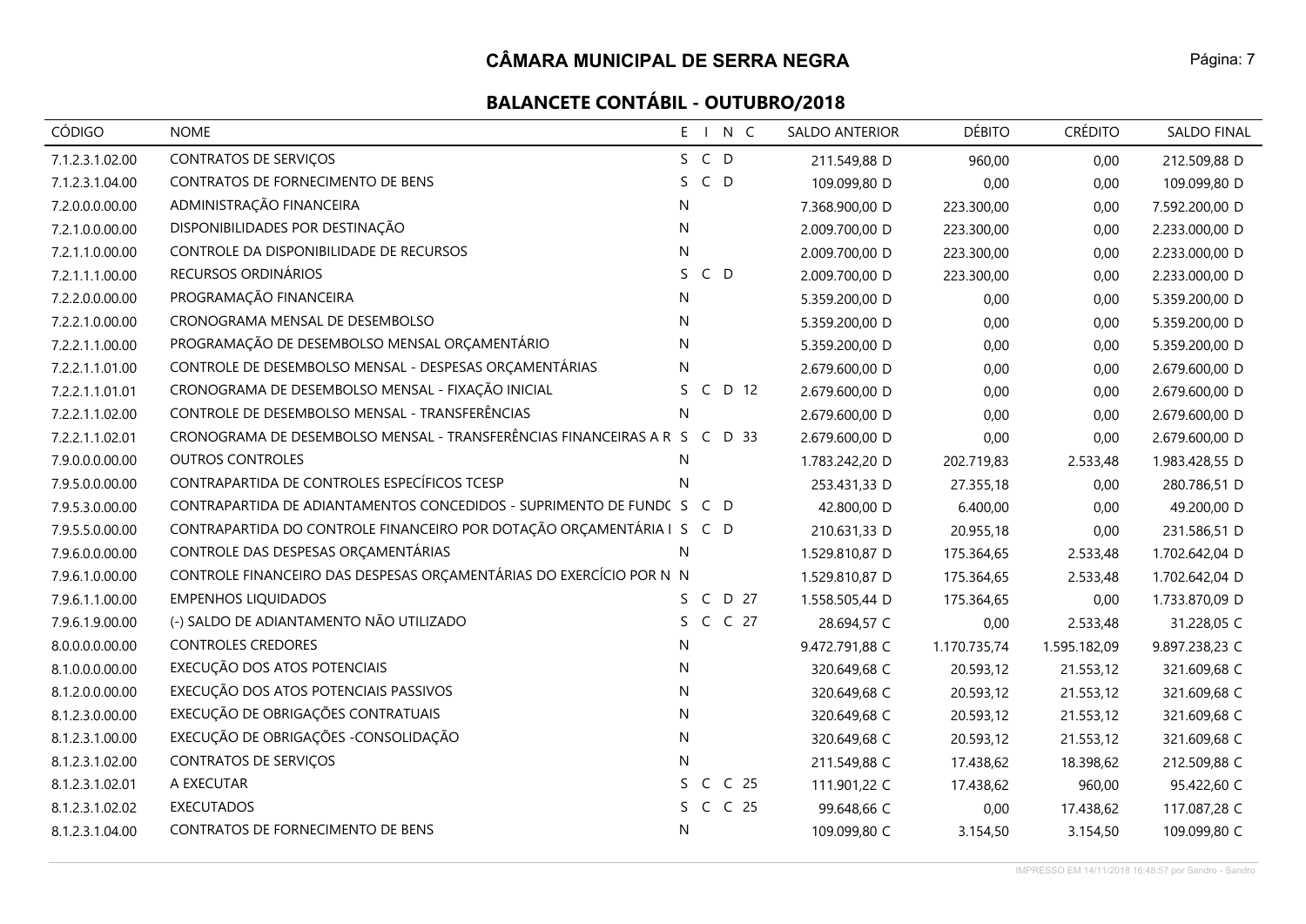# CÂMARA MUNICIPAL DE SERRA NEGRA

## BALANCETE CONTÁBIL - OUTUBRO/2018

| CÓDIGO | NOME | E | I | N | C | SALDO ANTERIOR | DÉBITO | CRÉDITO | SALDO FINAL |
|---|---|---|---|---|---|---|---|---|---|
| 7.1.2.3.1.02.00 | CONTRATOS DE SERVIÇOS | S | C | D | | 211.549,88 D | 960,00 | 0,00 | 212.509,88 D |
| 7.1.2.3.1.04.00 | CONTRATOS DE FORNECIMENTO DE BENS | S | C | D | | 109.099,80 D | 0,00 | 0,00 | 109.099,80 D |
| 7.2.0.0.0.00.00 | ADMINISTRAÇÃO FINANCEIRA | N | | | | 7.368.900,00 D | 223.300,00 | 0,00 | 7.592.200,00 D |
| 7.2.1.0.0.00.00 | DISPONIBILIDADES POR DESTINAÇÃO | N | | | | 2.009.700,00 D | 223.300,00 | 0,00 | 2.233.000,00 D |
| 7.2.1.1.0.00.00 | CONTROLE DA DISPONIBILIDADE DE RECURSOS | N | | | | 2.009.700,00 D | 223.300,00 | 0,00 | 2.233.000,00 D |
| 7.2.1.1.1.00.00 | RECURSOS ORDINÁRIOS | S | C | D | | 2.009.700,00 D | 223.300,00 | 0,00 | 2.233.000,00 D |
| 7.2.2.0.0.00.00 | PROGRAMAÇÃO FINANCEIRA | N | | | | 5.359.200,00 D | 0,00 | 0,00 | 5.359.200,00 D |
| 7.2.2.1.0.00.00 | CRONOGRAMA MENSAL DE DESEMBOLSO | N | | | | 5.359.200,00 D | 0,00 | 0,00 | 5.359.200,00 D |
| 7.2.2.1.1.00.00 | PROGRAMAÇÃO DE DESEMBOLSO MENSAL ORÇAMENTÁRIO | N | | | | 5.359.200,00 D | 0,00 | 0,00 | 5.359.200,00 D |
| 7.2.2.1.1.01.00 | CONTROLE DE DESEMBOLSO MENSAL - DESPESAS ORÇAMENTÁRIAS | N | | | | 2.679.600,00 D | 0,00 | 0,00 | 2.679.600,00 D |
| 7.2.2.1.1.01.01 | CRONOGRAMA DE DESEMBOLSO MENSAL - FIXAÇÃO INICIAL | S | C | D | 12 | 2.679.600,00 D | 0,00 | 0,00 | 2.679.600,00 D |
| 7.2.2.1.1.02.00 | CONTROLE DE DESEMBOLSO MENSAL - TRANSFERÊNCIAS | N | | | | 2.679.600,00 D | 0,00 | 0,00 | 2.679.600,00 D |
| 7.2.2.1.1.02.01 | CRONOGRAMA DE DESEMBOLSO MENSAL - TRANSFERÊNCIAS FINANCEIRAS A R | S | C | D | 33 | 2.679.600,00 D | 0,00 | 0,00 | 2.679.600,00 D |
| 7.9.0.0.0.00.00 | OUTROS CONTROLES | N | | | | 1.783.242,20 D | 202.719,83 | 2.533,48 | 1.983.428,55 D |
| 7.9.5.0.0.00.00 | CONTRAPARTIDA DE CONTROLES ESPECÍFICOS TCESP | N | | | | 253.431,33 D | 27.355,18 | 0,00 | 280.786,51 D |
| 7.9.5.3.0.00.00 | CONTRAPARTIDA DE ADIANTAMENTOS CONCEDIDOS - SUPRIMENTO DE FUNDC | S | C | D | | 42.800,00 D | 6.400,00 | 0,00 | 49.200,00 D |
| 7.9.5.5.0.00.00 | CONTRAPARTIDA DO CONTROLE FINANCEIRO POR DOTAÇÃO ORÇAMENTÁRIA I | S | C | D | | 210.631,33 D | 20.955,18 | 0,00 | 231.586,51 D |
| 7.9.6.0.0.00.00 | CONTROLE DAS DESPESAS ORÇAMENTÁRIAS | N | | | | 1.529.810,87 D | 175.364,65 | 2.533,48 | 1.702.642,04 D |
| 7.9.6.1.0.00.00 | CONTROLE FINANCEIRO DAS DESPESAS ORÇAMENTÁRIAS DO EXERCÍCIO POR N | N | | | | 1.529.810,87 D | 175.364,65 | 2.533,48 | 1.702.642,04 D |
| 7.9.6.1.1.00.00 | EMPENHOS LIQUIDADOS | S | C | D | 27 | 1.558.505,44 D | 175.364,65 | 0,00 | 1.733.870,09 D |
| 7.9.6.1.9.00.00 | (-) SALDO DE ADIANTAMENTO NÃO UTILIZADO | S | C | C | 27 | 28.694,57 C | 0,00 | 2.533,48 | 31.228,05 C |
| 8.0.0.0.0.00.00 | CONTROLES CREDORES | N | | | | 9.472.791,88 C | 1.170.735,74 | 1.595.182,09 | 9.897.238,23 C |
| 8.1.0.0.0.00.00 | EXECUÇÃO DOS ATOS POTENCIAIS | N | | | | 320.649,68 C | 20.593,12 | 21.553,12 | 321.609,68 C |
| 8.1.2.0.0.00.00 | EXECUÇÃO DOS ATOS POTENCIAIS PASSIVOS | N | | | | 320.649,68 C | 20.593,12 | 21.553,12 | 321.609,68 C |
| 8.1.2.3.0.00.00 | EXECUÇÃO DE OBRIGAÇÕES CONTRATUAIS | N | | | | 320.649,68 C | 20.593,12 | 21.553,12 | 321.609,68 C |
| 8.1.2.3.1.00.00 | EXECUÇÃO DE OBRIGAÇÕES -CONSOLIDAÇÃO | N | | | | 320.649,68 C | 20.593,12 | 21.553,12 | 321.609,68 C |
| 8.1.2.3.1.02.00 | CONTRATOS DE SERVIÇOS | N | | | | 211.549,88 C | 17.438,62 | 18.398,62 | 212.509,88 C |
| 8.1.2.3.1.02.01 | A EXECUTAR | S | C | C | 25 | 111.901,22 C | 17.438,62 | 960,00 | 95.422,60 C |
| 8.1.2.3.1.02.02 | EXECUTADOS | S | C | C | 25 | 99.648,66 C | 0,00 | 17.438,62 | 117.087,28 C |
| 8.1.2.3.1.04.00 | CONTRATOS DE FORNECIMENTO DE BENS | N | | | | 109.099,80 C | 3.154,50 | 3.154,50 | 109.099,80 C |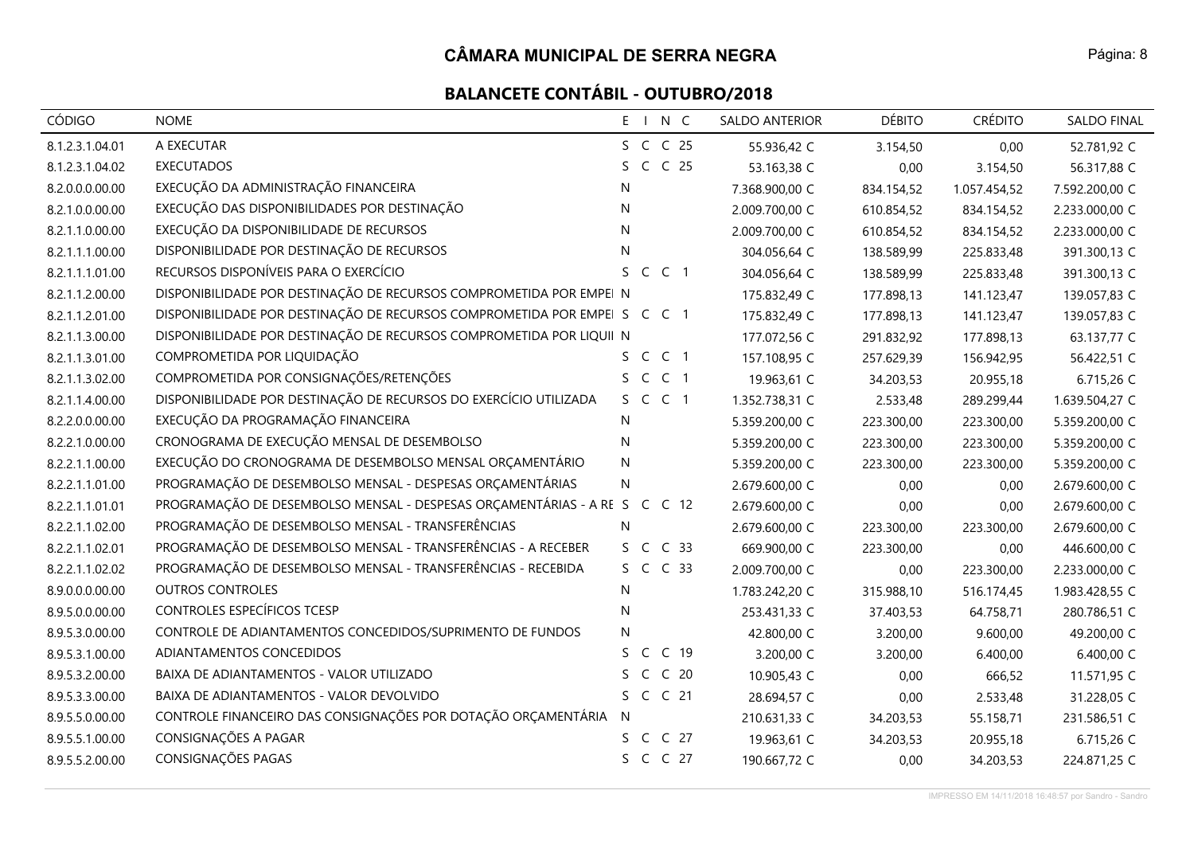# CÂMARA MUNICIPAL DE SERRA NEGRA

## BALANCETE CONTÁBIL - OUTUBRO/2018

| CÓDIGO | NOME | E | I | N | C | SALDO ANTERIOR | DÉBITO | CRÉDITO | SALDO FINAL |
|---|---|---|---|---|---|---|---|---|---|
| 8.1.2.3.1.04.01 | A EXECUTAR | S | C | C | 25 | 55.936,42 C | 3.154,50 | 0,00 | 52.781,92 C |
| 8.1.2.3.1.04.02 | EXECUTADOS | S | C | C | 25 | 53.163,38 C | 0,00 | 3.154,50 | 56.317,88 C |
| 8.2.0.0.0.00.00 | EXECUÇÃO DA ADMINISTRAÇÃO FINANCEIRA | N | | | | 7.368.900,00 C | 834.154,52 | 1.057.454,52 | 7.592.200,00 C |
| 8.2.1.0.0.00.00 | EXECUÇÃO DAS DISPONIBILIDADES POR DESTINAÇÃO | N | | | | 2.009.700,00 C | 610.854,52 | 834.154,52 | 2.233.000,00 C |
| 8.2.1.1.0.00.00 | EXECUÇÃO DA DISPONIBILIDADE DE RECURSOS | N | | | | 2.009.700,00 C | 610.854,52 | 834.154,52 | 2.233.000,00 C |
| 8.2.1.1.1.00.00 | DISPONIBILIDADE POR DESTINAÇÃO DE RECURSOS | N | | | | 304.056,64 C | 138.589,99 | 225.833,48 | 391.300,13 C |
| 8.2.1.1.1.01.00 | RECURSOS DISPONÍVEIS PARA O EXERCÍCIO | S | C | C | 1 | 304.056,64 C | 138.589,99 | 225.833,48 | 391.300,13 C |
| 8.2.1.1.2.00.00 | DISPONIBILIDADE POR DESTINAÇÃO DE RECURSOS COMPROMETIDA POR EMPEI | N | | | | 175.832,49 C | 177.898,13 | 141.123,47 | 139.057,83 C |
| 8.2.1.1.2.01.00 | DISPONIBILIDADE POR DESTINAÇÃO DE RECURSOS COMPROMETIDA POR EMPEI | S | C | C | 1 | 175.832,49 C | 177.898,13 | 141.123,47 | 139.057,83 C |
| 8.2.1.1.3.00.00 | DISPONIBILIDADE POR DESTINAÇÃO DE RECURSOS COMPROMETIDA POR LIQUII | N | | | | 177.072,56 C | 291.832,92 | 177.898,13 | 63.137,77 C |
| 8.2.1.1.3.01.00 | COMPROMETIDA POR LIQUIDAÇÃO | S | C | C | 1 | 157.108,95 C | 257.629,39 | 156.942,95 | 56.422,51 C |
| 8.2.1.1.3.02.00 | COMPROMETIDA POR CONSIGNAÇÕES/RETENÇÕES | S | C | C | 1 | 19.963,61 C | 34.203,53 | 20.955,18 | 6.715,26 C |
| 8.2.1.1.4.00.00 | DISPONIBILIDADE POR DESTINAÇÃO DE RECURSOS DO EXERCÍCIO UTILIZADA | S | C | C | 1 | 1.352.738,31 C | 2.533,48 | 289.299,44 | 1.639.504,27 C |
| 8.2.2.0.0.00.00 | EXECUÇÃO DA PROGRAMAÇÃO FINANCEIRA | N | | | | 5.359.200,00 C | 223.300,00 | 223.300,00 | 5.359.200,00 C |
| 8.2.2.1.0.00.00 | CRONOGRAMA DE EXECUÇÃO MENSAL DE DESEMBOLSO | N | | | | 5.359.200,00 C | 223.300,00 | 223.300,00 | 5.359.200,00 C |
| 8.2.2.1.1.00.00 | EXECUÇÃO DO CRONOGRAMA DE DESEMBOLSO MENSAL ORÇAMENTÁRIO | N | | | | 5.359.200,00 C | 223.300,00 | 223.300,00 | 5.359.200,00 C |
| 8.2.2.1.1.01.00 | PROGRAMAÇÃO DE DESEMBOLSO MENSAL - DESPESAS ORÇAMENTÁRIAS | N | | | | 2.679.600,00 C | 0,00 | 0,00 | 2.679.600,00 C |
| 8.2.2.1.1.01.01 | PROGRAMAÇÃO DE DESEMBOLSO MENSAL - DESPESAS ORÇAMENTÁRIAS - A RE | S | C | C | 12 | 2.679.600,00 C | 0,00 | 0,00 | 2.679.600,00 C |
| 8.2.2.1.1.02.00 | PROGRAMAÇÃO DE DESEMBOLSO MENSAL - TRANSFERÊNCIAS | N | | | | 2.679.600,00 C | 223.300,00 | 223.300,00 | 2.679.600,00 C |
| 8.2.2.1.1.02.01 | PROGRAMAÇÃO DE DESEMBOLSO MENSAL - TRANSFERÊNCIAS - A RECEBER | S | C | C | 33 | 669.900,00 C | 223.300,00 | 0,00 | 446.600,00 C |
| 8.2.2.1.1.02.02 | PROGRAMAÇÃO DE DESEMBOLSO MENSAL - TRANSFERÊNCIAS - RECEBIDA | S | C | C | 33 | 2.009.700,00 C | 0,00 | 223.300,00 | 2.233.000,00 C |
| 8.9.0.0.0.00.00 | OUTROS CONTROLES | N | | | | 1.783.242,20 C | 315.988,10 | 516.174,45 | 1.983.428,55 C |
| 8.9.5.0.0.00.00 | CONTROLES ESPECÍFICOS TCESP | N | | | | 253.431,33 C | 37.403,53 | 64.758,71 | 280.786,51 C |
| 8.9.5.3.0.00.00 | CONTROLE DE ADIANTAMENTOS CONCEDIDOS/SUPRIMENTO DE FUNDOS | N | | | | 42.800,00 C | 3.200,00 | 9.600,00 | 49.200,00 C |
| 8.9.5.3.1.00.00 | ADIANTAMENTOS CONCEDIDOS | S | C | C | 19 | 3.200,00 C | 3.200,00 | 6.400,00 | 6.400,00 C |
| 8.9.5.3.2.00.00 | BAIXA DE ADIANTAMENTOS - VALOR UTILIZADO | S | C | C | 20 | 10.905,43 C | 0,00 | 666,52 | 11.571,95 C |
| 8.9.5.3.3.00.00 | BAIXA DE ADIANTAMENTOS - VALOR DEVOLVIDO | S | C | C | 21 | 28.694,57 C | 0,00 | 2.533,48 | 31.228,05 C |
| 8.9.5.5.0.00.00 | CONTROLE FINANCEIRO DAS CONSIGNAÇÕES POR DOTAÇÃO ORÇAMENTÁRIA | N | | | | 210.631,33 C | 34.203,53 | 55.158,71 | 231.586,51 C |
| 8.9.5.5.1.00.00 | CONSIGNAÇÕES A PAGAR | S | C | C | 27 | 19.963,61 C | 34.203,53 | 20.955,18 | 6.715,26 C |
| 8.9.5.5.2.00.00 | CONSIGNAÇÕES PAGAS | S | C | C | 27 | 190.667,72 C | 0,00 | 34.203,53 | 224.871,25 C |

IMPRESSO EM 14/11/2018 16:48:57 por Sandro - Sandro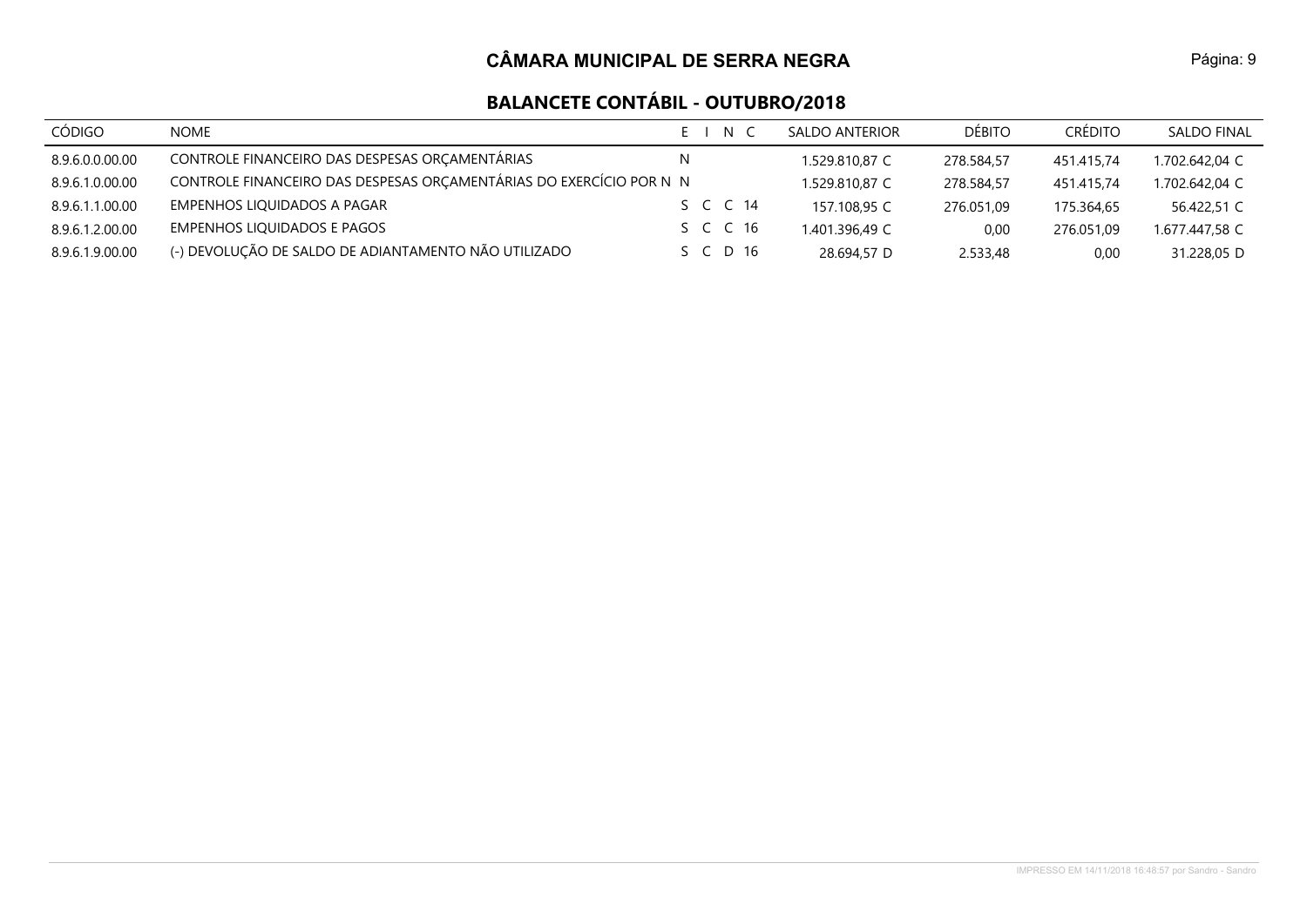# CÂMARA MUNICIPAL DE SERRA NEGRA

## BALANCETE CONTÁBIL - OUTUBRO/2018

| CÓDIGO | NOME | E | I | N | C | SALDO ANTERIOR | DÉBITO | CRÉDITO | SALDO FINAL |
|---|---|---|---|---|---|---|---|---|---|
| 8.9.6.0.0.00.00 | CONTROLE FINANCEIRO DAS DESPESAS ORÇAMENTÁRIAS | N | | | | 1.529.810,87 C | 278.584,57 | 451.415,74 | 1.702.642,04 C |
| 8.9.6.1.0.00.00 | CONTROLE FINANCEIRO DAS DESPESAS ORÇAMENTÁRIAS DO EXERCÍCIO POR N | N | | | | 1.529.810,87 C | 278.584,57 | 451.415,74 | 1.702.642,04 C |
| 8.9.6.1.1.00.00 | EMPENHOS LIQUIDADOS A PAGAR | S | C | C | 14 | 157.108,95 C | 276.051,09 | 175.364,65 | 56.422,51 C |
| 8.9.6.1.2.00.00 | EMPENHOS LIQUIDADOS E PAGOS | S | C | C | 16 | 1.401.396,49 C | 0,00 | 276.051,09 | 1.677.447,58 C |
| 8.9.6.1.9.00.00 | (-) DEVOLUÇÃO DE SALDO DE ADIANTAMENTO NÃO UTILIZADO | S | C | D | 16 | 28.694,57 D | 2.533,48 | 0,00 | 31.228,05 D |

IMPRESSO EM 14/11/2018 16:48:57 por Sandro - Sandro